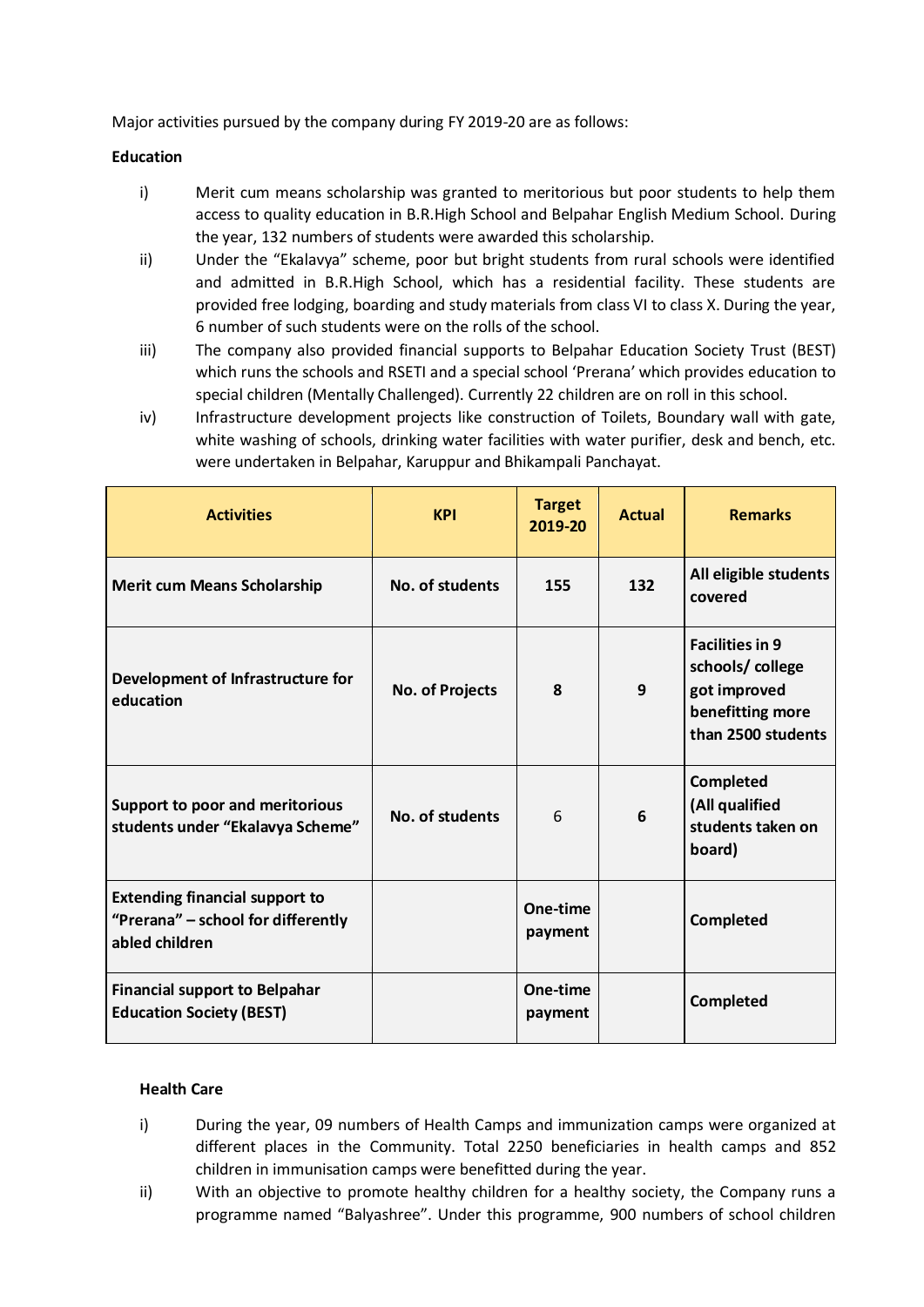Major activities pursued by the company during FY 2019-20 are as follows:

**Education**

i) Merit cum means scholarship was granted to meritorious but poor students to help them access to quality education in B.R.High School and Belpahar English Medium School. During the year, 132 numbers of students were awarded this scholarship.

ii) Under the "Ekalavya" scheme, poor but bright students from rural schools were identified and admitted in B.R.High School, which has a residential facility. These students are provided free lodging, boarding and study materials from class VI to class X. During the year, 6 number of such students were on the rolls of the school.

iii) The company also provided financial supports to Belpahar Education Society Trust (BEST) which runs the schools and RSETI and a special school 'Prerana' which provides education to special children (Mentally Challenged). Currently 22 children are on roll in this school.

iv) Infrastructure development projects like construction of Toilets, Boundary wall with gate, white washing of schools, drinking water facilities with water purifier, desk and bench, etc. were undertaken in Belpahar, Karuppur and Bhikampali Panchayat.

| Activities | KPI | Target 2019-20 | Actual | Remarks |
|---|---|---|---|---|
| **Merit cum Means Scholarship** | **No. of students** | **155** | **132** | **All eligible students covered** |
| **Development of Infrastructure for education** | **No. of Projects** | **8** | **9** | **Facilities in 9 schools/ college got improved benefitting more than 2500 students** |
| **Support to poor and meritorious students under "Ekalavya Scheme"** | **No. of students** | 6 | **6** | **Completed (All qualified students taken on board)** |
| **Extending financial support to "Prerana" – school for differently abled children** | | **One-time payment** | | **Completed** |
| **Financial support to Belpahar Education Society (BEST)** | | **One-time payment** | | **Completed** |

**Health Care**

i) During the year, 09 numbers of Health Camps and immunization camps were organized at different places in the Community. Total 2250 beneficiaries in health camps and 852 children in immunisation camps were benefitted during the year.

ii) With an objective to promote healthy children for a healthy society, the Company runs a programme named "Balyashree". Under this programme, 900 numbers of school children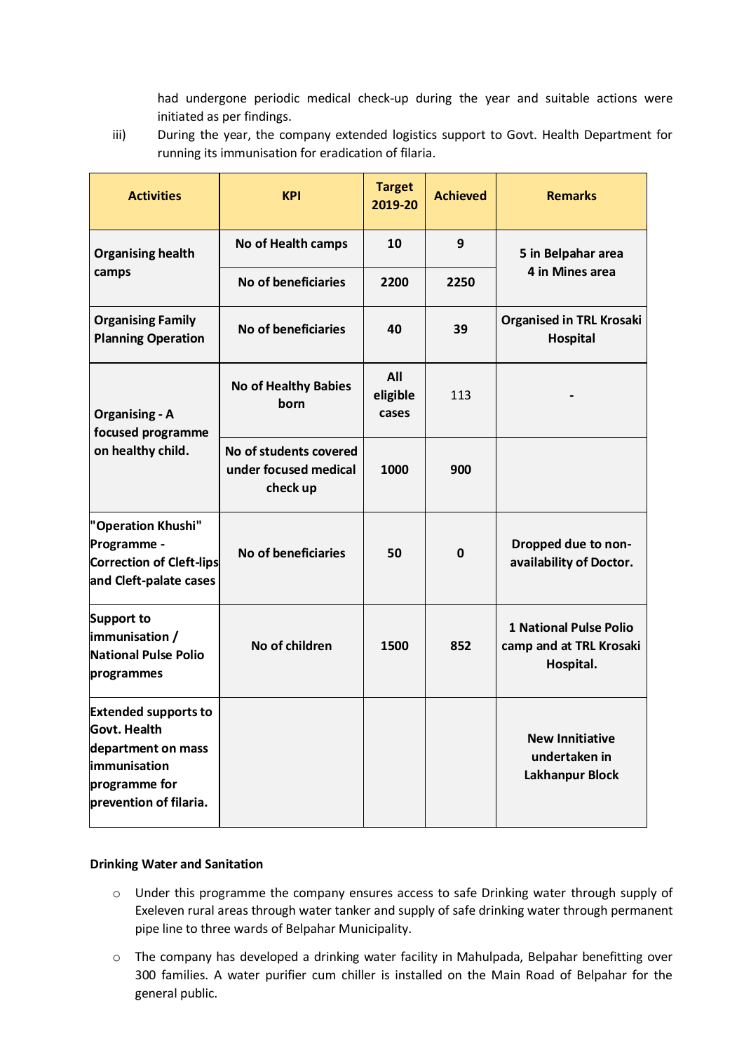had undergone periodic medical check-up during the year and suitable actions were initiated as per findings.

iii) During the year, the company extended logistics support to Govt. Health Department for running its immunisation for eradication of filaria.

| Activities | KPI | Target 2019-20 | Achieved | Remarks |
|---|---|---|---|---|
| Organising health camps | No of Health camps | 10 | 9 | 5 in Belpahar area 4 in Mines area |
| | No of beneficiaries | 2200 | 2250 | |
| Organising Family Planning Operation | No of beneficiaries | 40 | 39 | Organised in TRL Krosaki Hospital |
| Organising - A focused programme on healthy child. | No of Healthy Babies born | All eligible cases | 113 | - |
| | No of students covered under focused medical check up | 1000 | 900 | |
| "Operation Khushi" Programme - Correction of Cleft-lips and Cleft-palate cases | No of beneficiaries | 50 | 0 | Dropped due to non-availability of Doctor. |
| Support to immunisation / National Pulse Polio programmes | No of children | 1500 | 852 | 1 National Pulse Polio camp and at TRL Krosaki Hospital. |
| Extended supports to Govt. Health department on mass immunisation programme for prevention of filaria. | | | | New Innitiative undertaken in Lakhanpur Block |

**Drinking Water and Sanitation**

- Under this programme the company ensures access to safe Drinking water through supply of Exeleven rural areas through water tanker and supply of safe drinking water through permanent pipe line to three wards of Belpahar Municipality.
- The company has developed a drinking water facility in Mahulpada, Belpahar benefitting over 300 families. A water purifier cum chiller is installed on the Main Road of Belpahar for the general public.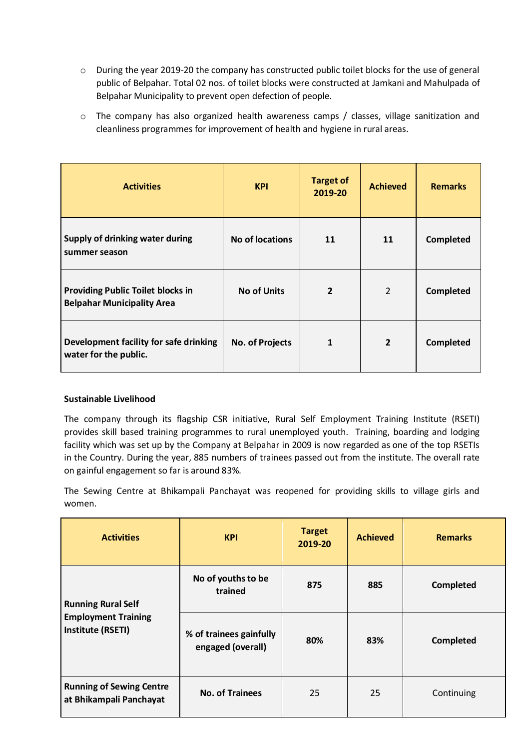- During the year 2019-20 the company has constructed public toilet blocks for the use of general public of Belpahar. Total 02 nos. of toilet blocks were constructed at Jamkani and Mahulpada of Belpahar Municipality to prevent open defection of people.
- The company has also organized health awareness camps / classes, village sanitization and cleanliness programmes for improvement of health and hygiene in rural areas.

| Activities | KPI | Target of 2019-20 | Achieved | Remarks |
|---|---|---|---|---|
| **Supply of drinking water during summer season** | **No of locations** | **11** | **11** | **Completed** |
| **Providing Public Toilet blocks in Belpahar Municipality Area** | **No of Units** | **2** | 2 | **Completed** |
| **Development facility for safe drinking water for the public.** | **No. of Projects** | **1** | **2** | **Completed** |

**Sustainable Livelihood**

The company through its flagship CSR initiative, Rural Self Employment Training Institute (RSETI) provides skill based training programmes to rural unemployed youth. Training, boarding and lodging facility which was set up by the Company at Belpahar in 2009 is now regarded as one of the top RSETIs in the Country. During the year, 885 numbers of trainees passed out from the institute. The overall rate on gainful engagement so far is around 83%.

The Sewing Centre at Bhikampali Panchayat was reopened for providing skills to village girls and women.

| Activities | KPI | Target 2019-20 | Achieved | Remarks |
|---|---|---|---|---|
| **Running Rural Self Employment Training Institute (RSETI)** | **No of youths to be trained** | **875** | **885** | **Completed** |
| | **% of trainees gainfully engaged (overall)** | **80%** | **83%** | **Completed** |
| **Running of Sewing Centre at Bhikampali Panchayat** | **No. of Trainees** | 25 | 25 | Continuing |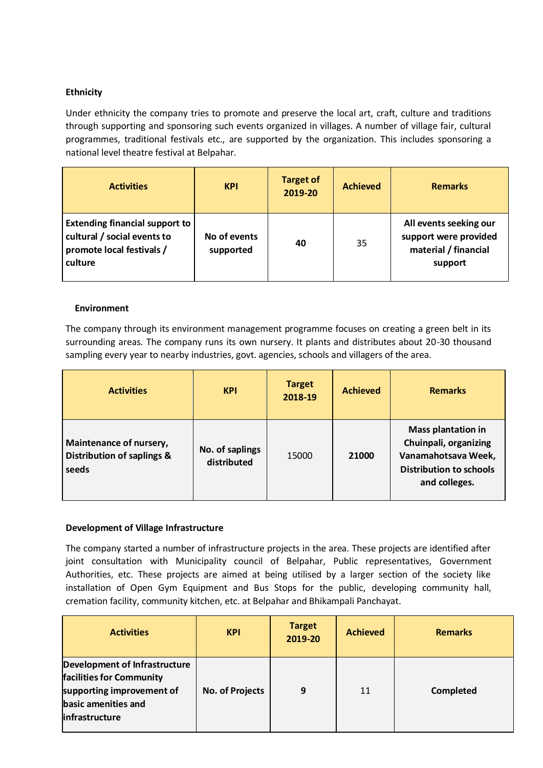### Ethnicity

Under ethnicity the company tries to promote and preserve the local art, craft, culture and traditions through supporting and sponsoring such events organized in villages. A number of village fair, cultural programmes, traditional festivals etc., are supported by the organization. This includes sponsoring a national level theatre festival at Belpahar.

| Activities | KPI | Target of 2019-20 | Achieved | Remarks |
|---|---|---|---|---|
| **Extending financial support to cultural / social events to promote local festivals / culture** | **No of events supported** | **40** | 35 | **All events seeking our support were provided material / financial support** |

### Environment

The company through its environment management programme focuses on creating a green belt in its surrounding areas. The company runs its own nursery. It plants and distributes about 20-30 thousand sampling every year to nearby industries, govt. agencies, schools and villagers of the area.

| Activities | KPI | Target 2018-19 | Achieved | Remarks |
|---|---|---|---|---|
| **Maintenance of nursery, Distribution of saplings & seeds** | **No. of saplings distributed** | 15000 | **21000** | **Mass plantation in Chuinpali, organizing Vanamahotsava Week, Distribution to schools and colleges.** |

### Development of Village Infrastructure

The company started a number of infrastructure projects in the area. These projects are identified after joint consultation with Municipality council of Belpahar, Public representatives, Government Authorities, etc. These projects are aimed at being utilised by a larger section of the society like installation of Open Gym Equipment and Bus Stops for the public, developing community hall, cremation facility, community kitchen, etc. at Belpahar and Bhikampali Panchayat.

| Activities | KPI | Target 2019-20 | Achieved | Remarks |
|---|---|---|---|---|
| **Development of Infrastructure facilities for Community supporting improvement of basic amenities and infrastructure** | **No. of Projects** | **9** | 11 | **Completed** |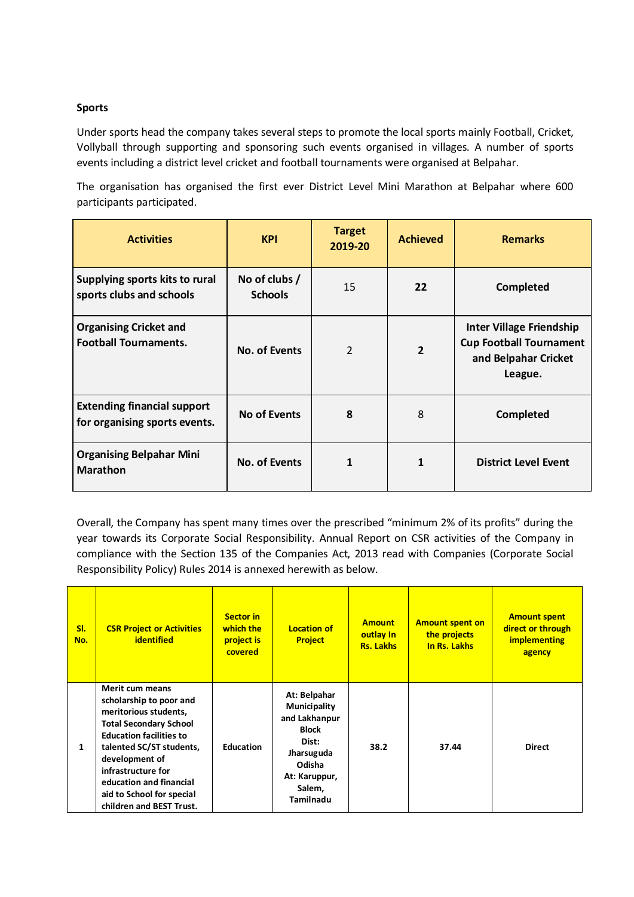**Sports**

Under sports head the company takes several steps to promote the local sports mainly Football, Cricket, Vollyball through supporting and sponsoring such events organised in villages. A number of sports events including a district level cricket and football tournaments were organised at Belpahar.

The organisation has organised the first ever District Level Mini Marathon at Belpahar where 600 participants participated.

| Activities | KPI | Target 2019-20 | Achieved | Remarks |
|---|---|---|---|---|
| **Supplying sports kits to rural sports clubs and schools** | **No of clubs / Schools** | 15 | **22** | **Completed** |
| **Organising Cricket and Football Tournaments.** | **No. of Events** | 2 | **2** | **Inter Village Friendship Cup Football Tournament and Belpahar Cricket League.** |
| **Extending financial support for organising sports events.** | **No of Events** | **8** | 8 | **Completed** |
| **Organising Belpahar Mini Marathon** | **No. of Events** | **1** | **1** | **District Level Event** |

Overall, the Company has spent many times over the prescribed "minimum 2% of its profits" during the year towards its Corporate Social Responsibility. Annual Report on CSR activities of the Company in compliance with the Section 135 of the Companies Act, 2013 read with Companies (Corporate Social Responsibility Policy) Rules 2014 is annexed herewith as below.

| Sl. No. | CSR Project or Activities identified | Sector in which the project is covered | Location of Project | Amount outlay In Rs. Lakhs | Amount spent on the projects In Rs. Lakhs | Amount spent direct or through implementing agency |
|---|---|---|---|---|---|---|
| 1 | Merit cum means scholarship to poor and meritorious students, Total Secondary School Education facilities to talented SC/ST students, development of infrastructure for education and financial aid to School for special children and BEST Trust. | Education | At: Belpahar Municipality and Lakhanpur Block Dist: Jharsuguda Odisha At: Karuppur, Salem, Tamilnadu | 38.2 | 37.44 | Direct |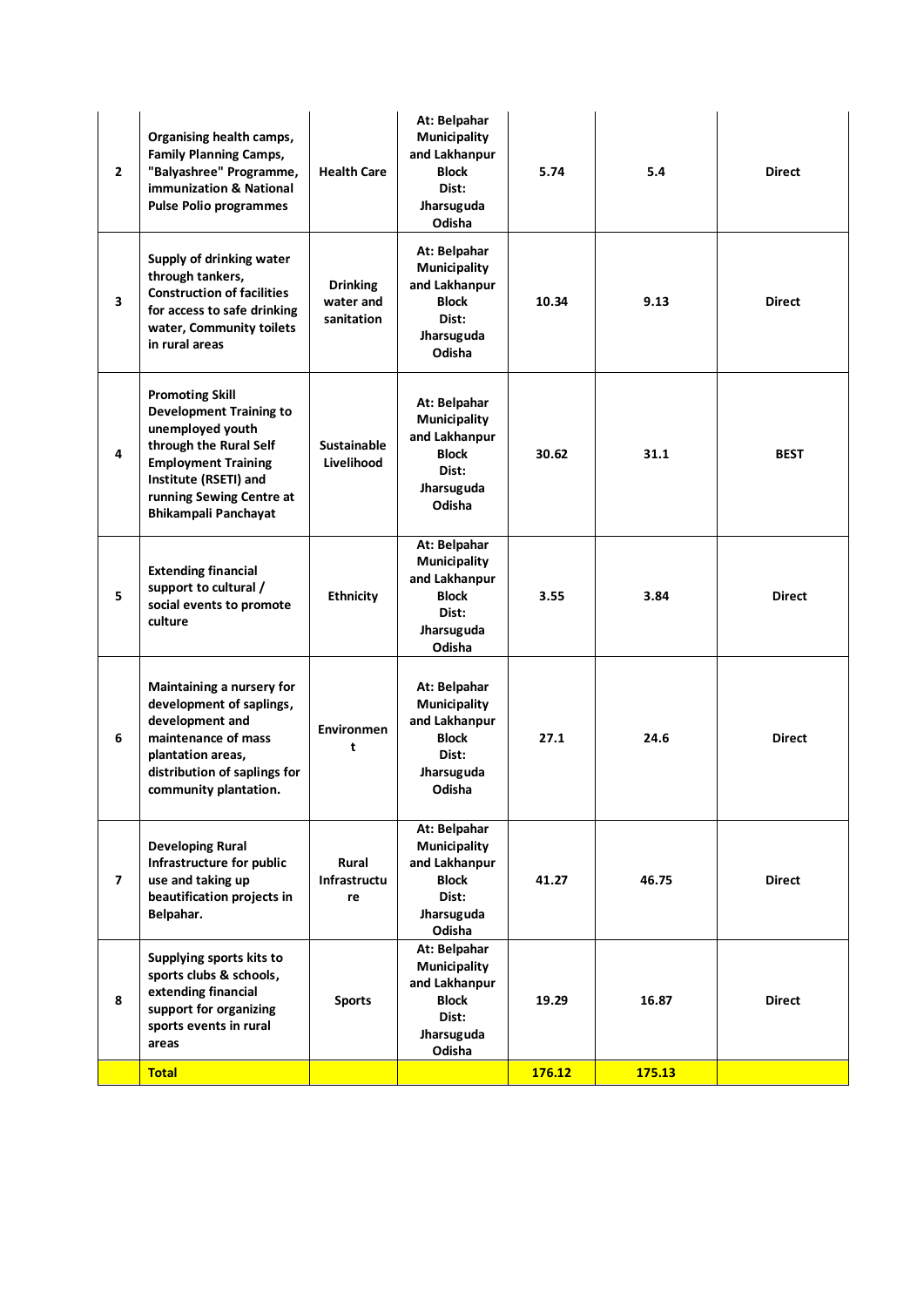| | | | | | | |
|---|---|---|---|---|---|---|
| 2 | Organising health camps, Family Planning Camps, "Balyashree" Programme, immunization & National Pulse Polio programmes | Health Care | At: Belpahar Municipality and Lakhanpur Block Dist: Jharsuguda Odisha | 5.74 | 5.4 | Direct |
| 3 | Supply of drinking water through tankers, Construction of facilities for access to safe drinking water, Community toilets in rural areas | Drinking water and sanitation | At: Belpahar Municipality and Lakhanpur Block Dist: Jharsuguda Odisha | 10.34 | 9.13 | Direct |
| 4 | Promoting Skill Development Training to unemployed youth through the Rural Self Employment Training Institute (RSETI) and running Sewing Centre at Bhikampali Panchayat | Sustainable Livelihood | At: Belpahar Municipality and Lakhanpur Block Dist: Jharsuguda Odisha | 30.62 | 31.1 | BEST |
| 5 | Extending financial support to cultural / social events to promote culture | Ethnicity | At: Belpahar Municipality and Lakhanpur Block Dist: Jharsuguda Odisha | 3.55 | 3.84 | Direct |
| 6 | Maintaining a nursery for development of saplings, development and maintenance of mass plantation areas, distribution of saplings for community plantation. | Environment | At: Belpahar Municipality and Lakhanpur Block Dist: Jharsuguda Odisha | 27.1 | 24.6 | Direct |
| 7 | Developing Rural Infrastructure for public use and taking up beautification projects in Belpahar. | Rural Infrastructure | At: Belpahar Municipality and Lakhanpur Block Dist: Jharsuguda Odisha | 41.27 | 46.75 | Direct |
| 8 | Supplying sports kits to sports clubs & schools, extending financial support for organizing sports events in rural areas | Sports | At: Belpahar Municipality and Lakhanpur Block Dist: Jharsuguda Odisha | 19.29 | 16.87 | Direct |
| | **Total** | | | **176.12** | **175.13** | |